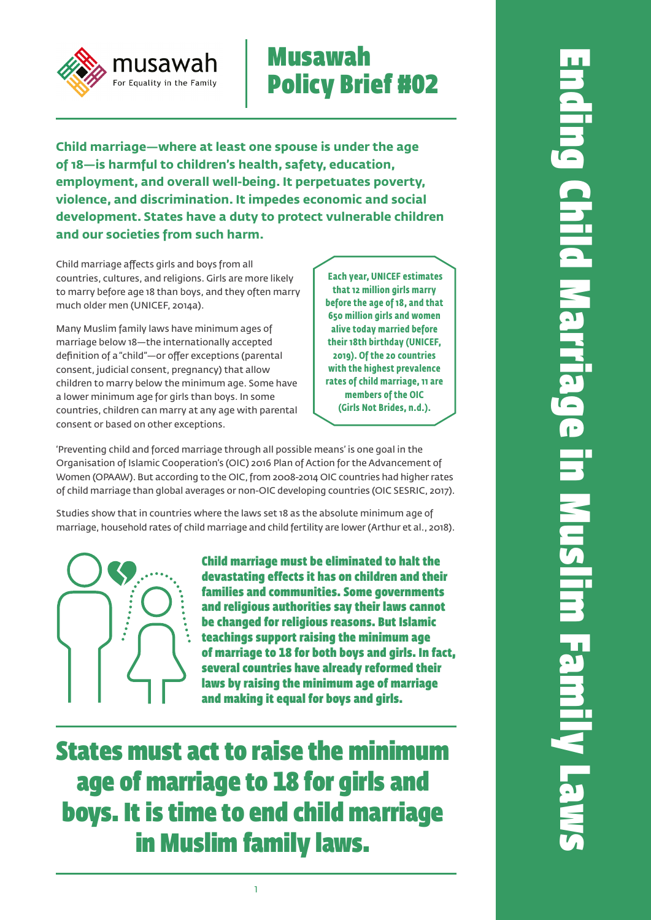musawah
For Equality in the Family

# Musawah Policy Brief #02

# Ending Child Marriage in Muslim Family Laws

**Child marriage—where at least one spouse is under the age of 18—is harmful to children's health, safety, education, employment, and overall well-being. It perpetuates poverty, violence, and discrimination. It impedes economic and social development. States have a duty to protect vulnerable children and our societies from such harm.**

Child marriage affects girls and boys from all countries, cultures, and religions. Girls are more likely to marry before age 18 than boys, and they often marry much older men (UNICEF, 2014a).

Many Muslim family laws have minimum ages of marriage below 18—the internationally accepted definition of a "child"—or offer exceptions (parental consent, judicial consent, pregnancy) that allow children to marry below the minimum age. Some have a lower minimum age for girls than boys. In some countries, children can marry at any age with parental consent or based on other exceptions.

**Each year, UNICEF estimates that 12 million girls marry before the age of 18, and that 650 million girls and women alive today married before their 18th birthday (UNICEF, 2019). Of the 20 countries with the highest prevalence rates of child marriage, 11 are members of the OIC (Girls Not Brides, n.d.).**

'Preventing child and forced marriage through all possible means' is one goal in the Organisation of Islamic Cooperation's (OIC) 2016 Plan of Action for the Advancement of Women (OPAAW). But according to the OIC, from 2008-2014 OIC countries had higher rates of child marriage than global averages or non-OIC developing countries (OIC SESRIC, 2017).

Studies show that in countries where the laws set 18 as the absolute minimum age of marriage, household rates of child marriage and child fertility are lower (Arthur et al., 2018).

**Child marriage must be eliminated to halt the devastating effects it has on children and their families and communities. Some governments and religious authorities say their laws cannot be changed for religious reasons. But Islamic teachings support raising the minimum age of marriage to 18 for both boys and girls. In fact, several countries have already reformed their laws by raising the minimum age of marriage and making it equal for boys and girls.**

## States must act to raise the minimum age of marriage to 18 for girls and boys. It is time to end child marriage in Muslim family laws.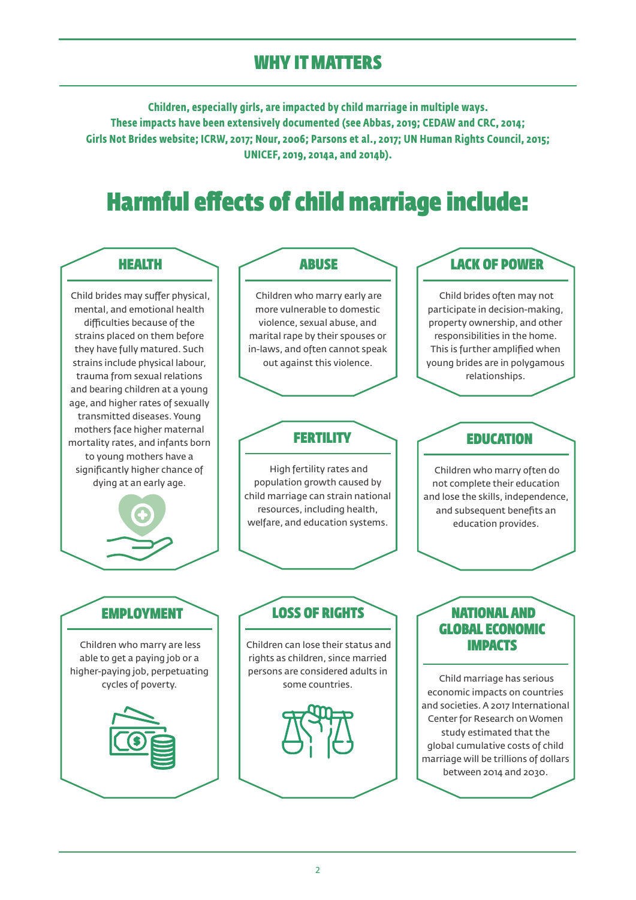## WHY IT MATTERS

**Children, especially girls, are impacted by child marriage in multiple ways. These impacts have been extensively documented (see Abbas, 2019; CEDAW and CRC, 2014; Girls Not Brides website; ICRW, 2017; Nour, 2006; Parsons et al., 2017; UN Human Rights Council, 2015; UNICEF, 2019, 2014a, and 2014b).**

# Harmful effects of child marriage include:

### HEALTH

Child brides may suffer physical, mental, and emotional health difficulties because of the strains placed on them before they have fully matured. Such strains include physical labour, trauma from sexual relations and bearing children at a young age, and higher rates of sexually transmitted diseases. Young mothers face higher maternal mortality rates, and infants born to young mothers have a significantly higher chance of dying at an early age.

### ABUSE

Children who marry early are more vulnerable to domestic violence, sexual abuse, and marital rape by their spouses or in-laws, and often cannot speak out against this violence.

### LACK OF POWER

Child brides often may not participate in decision-making, property ownership, and other responsibilities in the home. This is further amplified when young brides are in polygamous relationships.

### FERTILITY

High fertility rates and population growth caused by child marriage can strain national resources, including health, welfare, and education systems.

### EDUCATION

Children who marry often do not complete their education and lose the skills, independence, and subsequent benefits an education provides.

### EMPLOYMENT

Children who marry are less able to get a paying job or a higher-paying job, perpetuating cycles of poverty.

### LOSS OF RIGHTS

Children can lose their status and rights as children, since married persons are considered adults in some countries.

### NATIONAL AND GLOBAL ECONOMIC IMPACTS

Child marriage has serious economic impacts on countries and societies. A 2017 International Center for Research on Women study estimated that the global cumulative costs of child marriage will be trillions of dollars between 2014 and 2030.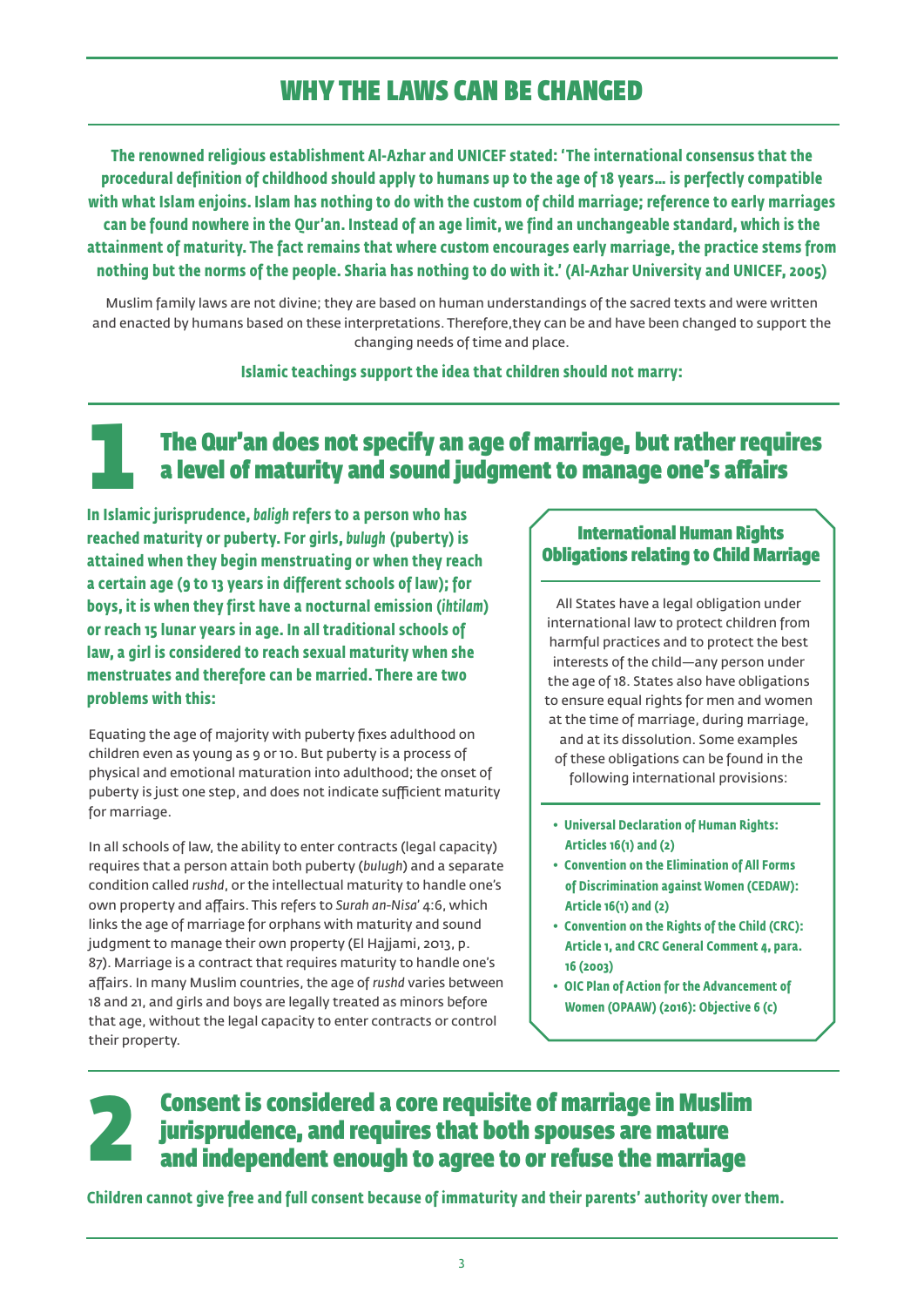# WHY THE LAWS CAN BE CHANGED

**The renowned religious establishment Al-Azhar and UNICEF stated: 'The international consensus that the procedural definition of childhood should apply to humans up to the age of 18 years… is perfectly compatible with what Islam enjoins. Islam has nothing to do with the custom of child marriage; reference to early marriages can be found nowhere in the Qur'an. Instead of an age limit, we find an unchangeable standard, which is the attainment of maturity. The fact remains that where custom encourages early marriage, the practice stems from nothing but the norms of the people. Sharia has nothing to do with it.' (Al-Azhar University and UNICEF, 2005)**

Muslim family laws are not divine; they are based on human understandings of the sacred texts and were written and enacted by humans based on these interpretations. Therefore,they can be and have been changed to support the changing needs of time and place.

**Islamic teachings support the idea that children should not marry:**

## 1 The Qur'an does not specify an age of marriage, but rather requires a level of maturity and sound judgment to manage one's affairs

**In Islamic jurisprudence, *baligh* refers to a person who has reached maturity or puberty. For girls, *bulugh* (puberty) is attained when they begin menstruating or when they reach a certain age (9 to 13 years in different schools of law); for boys, it is when they first have a nocturnal emission (*ihtilam*) or reach 15 lunar years in age. In all traditional schools of law, a girl is considered to reach sexual maturity when she menstruates and therefore can be married. There are two problems with this:**

Equating the age of majority with puberty fixes adulthood on children even as young as 9 or 10. But puberty is a process of physical and emotional maturation into adulthood; the onset of puberty is just one step, and does not indicate sufficient maturity for marriage.

In all schools of law, the ability to enter contracts (legal capacity) requires that a person attain both puberty (*bulugh*) and a separate condition called *rushd*, or the intellectual maturity to handle one's own property and affairs. This refers to *Surah an-Nisa'* 4:6, which links the age of marriage for orphans with maturity and sound judgment to manage their own property (El Hajjami, 2013, p. 87). Marriage is a contract that requires maturity to handle one's affairs. In many Muslim countries, the age of *rushd* varies between 18 and 21, and girls and boys are legally treated as minors before that age, without the legal capacity to enter contracts or control their property.

### International Human Rights Obligations relating to Child Marriage

All States have a legal obligation under international law to protect children from harmful practices and to protect the best interests of the child—any person under the age of 18. States also have obligations to ensure equal rights for men and women at the time of marriage, during marriage, and at its dissolution. Some examples of these obligations can be found in the following international provisions:

- **Universal Declaration of Human Rights: Articles 16(1) and (2)**
- **Convention on the Elimination of All Forms of Discrimination against Women (CEDAW): Article 16(1) and (2)**
- **Convention on the Rights of the Child (CRC): Article 1, and CRC General Comment 4, para. 16 (2003)**
- **OIC Plan of Action for the Advancement of Women (OPAAW) (2016): Objective 6 (c)**

## 2 Consent is considered a core requisite of marriage in Muslim jurisprudence, and requires that both spouses are mature and independent enough to agree to or refuse the marriage

**Children cannot give free and full consent because of immaturity and their parents' authority over them.**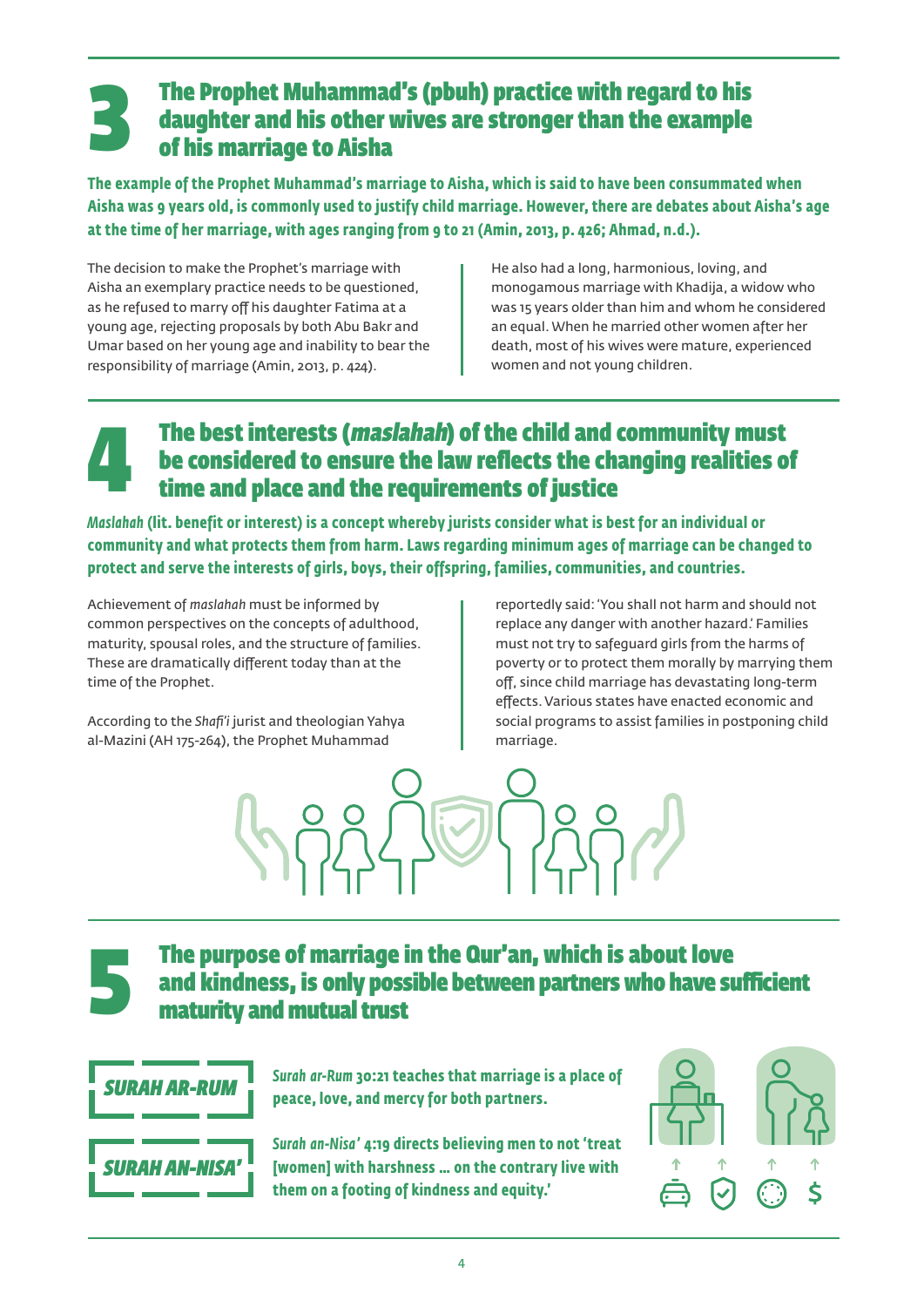## 3 The Prophet Muhammad's (pbuh) practice with regard to his daughter and his other wives are stronger than the example of his marriage to Aisha

**The example of the Prophet Muhammad's marriage to Aisha, which is said to have been consummated when Aisha was 9 years old, is commonly used to justify child marriage. However, there are debates about Aisha's age at the time of her marriage, with ages ranging from 9 to 21 (Amin, 2013, p. 426; Ahmad, n.d.).**

The decision to make the Prophet's marriage with Aisha an exemplary practice needs to be questioned, as he refused to marry off his daughter Fatima at a young age, rejecting proposals by both Abu Bakr and Umar based on her young age and inability to bear the responsibility of marriage (Amin, 2013, p. 424).

He also had a long, harmonious, loving, and monogamous marriage with Khadija, a widow who was 15 years older than him and whom he considered an equal. When he married other women after her death, most of his wives were mature, experienced women and not young children.

## 4 The best interests (*maslahah*) of the child and community must be considered to ensure the law reflects the changing realities of time and place and the requirements of justice

***Maslahah* (lit. benefit or interest) is a concept whereby jurists consider what is best for an individual or community and what protects them from harm. Laws regarding minimum ages of marriage can be changed to protect and serve the interests of girls, boys, their offspring, families, communities, and countries.**

Achievement of *maslahah* must be informed by common perspectives on the concepts of adulthood, maturity, spousal roles, and the structure of families. These are dramatically different today than at the time of the Prophet.

According to the *Shafi'i* jurist and theologian Yahya al-Mazini (AH 175-264), the Prophet Muhammad reportedly said: 'You shall not harm and should not replace any danger with another hazard.' Families must not try to safeguard girls from the harms of poverty or to protect them morally by marrying them off, since child marriage has devastating long-term effects. Various states have enacted economic and social programs to assist families in postponing child marriage.

## 5 The purpose of marriage in the Qur'an, which is about love and kindness, is only possible between partners who have sufficient maturity and mutual trust

***SURAH AR-RUM***

***Surah ar-Rum* 30:21 teaches that marriage is a place of peace, love, and mercy for both partners.**

***SURAH AN-NISA'***

***Surah an-Nisa'* 4:19 directs believing men to not 'treat [women] with harshness ... on the contrary live with them on a footing of kindness and equity.'**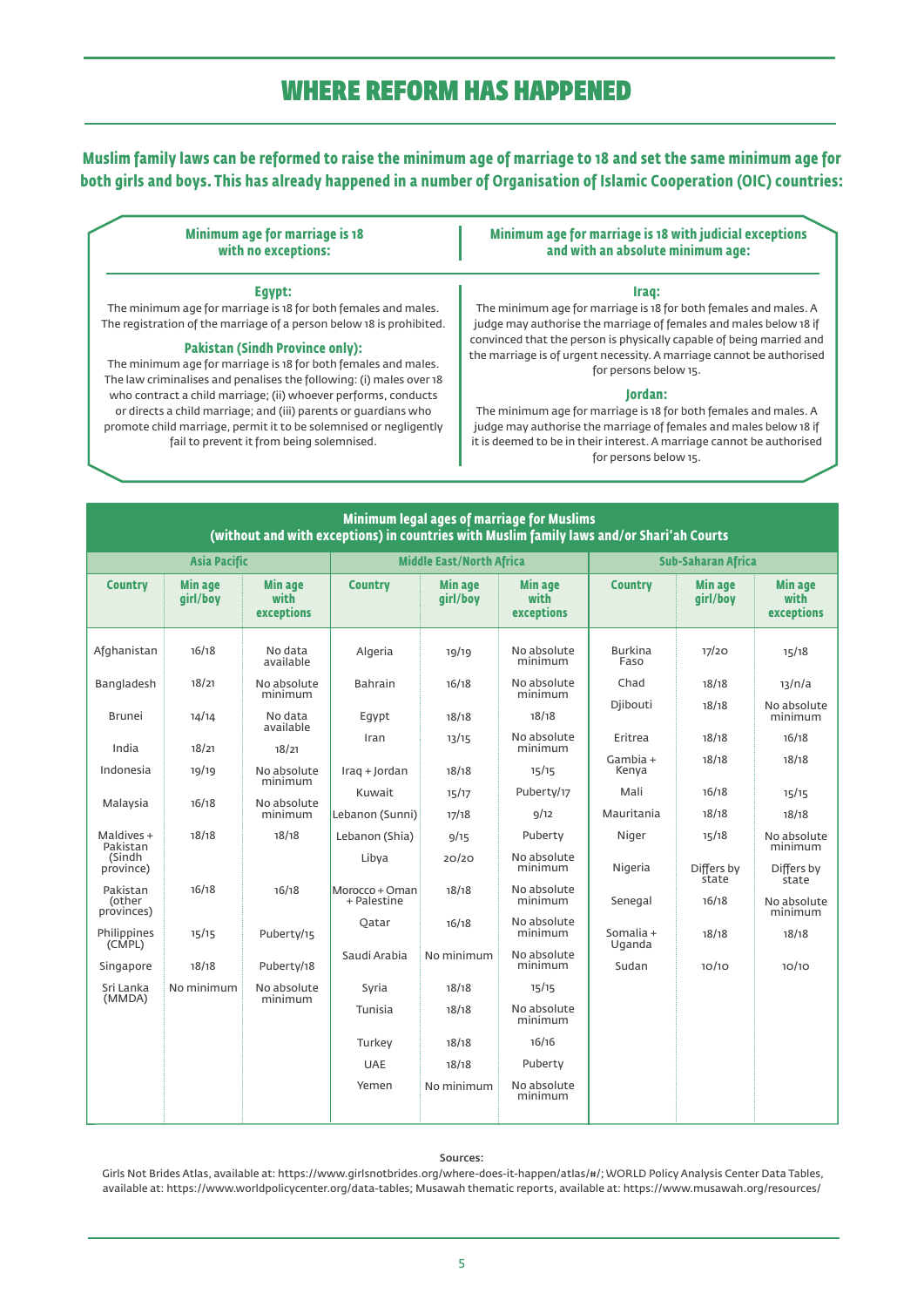# WHERE REFORM HAS HAPPENED

**Muslim family laws can be reformed to raise the minimum age of marriage to 18 and set the same minimum age for both girls and boys. This has already happened in a number of Organisation of Islamic Cooperation (OIC) countries:**

## Minimum age for marriage is 18 with no exceptions:

### Egypt:

The minimum age for marriage is 18 for both females and males. The registration of the marriage of a person below 18 is prohibited.

### Pakistan (Sindh Province only):

The minimum age for marriage is 18 for both females and males. The law criminalises and penalises the following: (i) males over 18 who contract a child marriage; (ii) whoever performs, conducts or directs a child marriage; and (iii) parents or guardians who promote child marriage, permit it to be solemnised or negligently fail to prevent it from being solemnised.

## Minimum age for marriage is 18 with judicial exceptions and with an absolute minimum age:

### Iraq:

The minimum age for marriage is 18 for both females and males. A judge may authorise the marriage of females and males below 18 if convinced that the person is physically capable of being married and the marriage is of urgent necessity. A marriage cannot be authorised for persons below 15.

### Jordan:

The minimum age for marriage is 18 for both females and males. A judge may authorise the marriage of females and males below 18 if it is deemed to be in their interest. A marriage cannot be authorised for persons below 15.

**Minimum legal ages of marriage for Muslims (without and with exceptions) in countries with Muslim family laws and/or Shari'ah Courts**

| Asia Pacific | | | Middle East/North Africa | | | Sub-Saharan Africa | | |
|---|---|---|---|---|---|---|---|---|
| **Country** | **Min age girl/boy** | **Min age with exceptions** | **Country** | **Min age girl/boy** | **Min age with exceptions** | **Country** | **Min age girl/boy** | **Min age with exceptions** |
| Afghanistan | 16/18 | No data available | Algeria | 19/19 | No absolute minimum | Burkina Faso | 17/20 | 15/18 |
| Bangladesh | 18/21 | No absolute minimum | Bahrain | 16/18 | No absolute minimum | Chad | 18/18 | 13/n/a |
| Brunei | 14/14 | No data available | Egypt | 18/18 | 18/18 | Djibouti | 18/18 | No absolute minimum |
| India | 18/21 | 18/21 | Iran | 13/15 | No absolute minimum | Eritrea | 18/18 | 16/18 |
| Indonesia | 19/19 | No absolute minimum | Iraq + Jordan | 18/18 | 15/15 | Gambia + Kenya | 18/18 | 18/18 |
| Malaysia | 16/18 | No absolute minimum | Kuwait | 15/17 | Puberty/17 | Mali | 16/18 | 15/15 |
| Maldives + Pakistan (Sindh province) | 18/18 | 18/18 | Lebanon (Sunni) | 17/18 | 9/12 | Mauritania | 18/18 | 18/18 |
| Pakistan (other provinces) | 16/18 | 16/18 | Lebanon (Shia) | 9/15 | Puberty | Niger | 15/18 | No absolute minimum |
| Philippines (CMPL) | 15/15 | Puberty/15 | Libya | 20/20 | No absolute minimum | Nigeria | Differs by state | Differs by state |
| Singapore | 18/18 | Puberty/18 | Morocco + Oman + Palestine | 18/18 | No absolute minimum | Senegal | 16/18 | No absolute minimum |
| Sri Lanka (MMDA) | No minimum | No absolute minimum | Qatar | 16/18 | No absolute minimum | Somalia + Uganda | 18/18 | 18/18 |
| | | | Saudi Arabia | No minimum | No absolute minimum | Sudan | 10/10 | 10/10 |
| | | | Syria | 18/18 | 15/15 | | | |
| | | | Tunisia | 18/18 | No absolute minimum | | | |
| | | | Turkey | 18/18 | 16/16 | | | |
| | | | UAE | 18/18 | Puberty | | | |
| | | | Yemen | No minimum | No absolute minimum | | | |

**Sources:**

Girls Not Brides Atlas, available at: https://www.girlsnotbrides.org/where-does-it-happen/atlas/#/; WORLD Policy Analysis Center Data Tables, available at: https://www.worldpolicycenter.org/data-tables; Musawah thematic reports, available at: https://www.musawah.org/resources/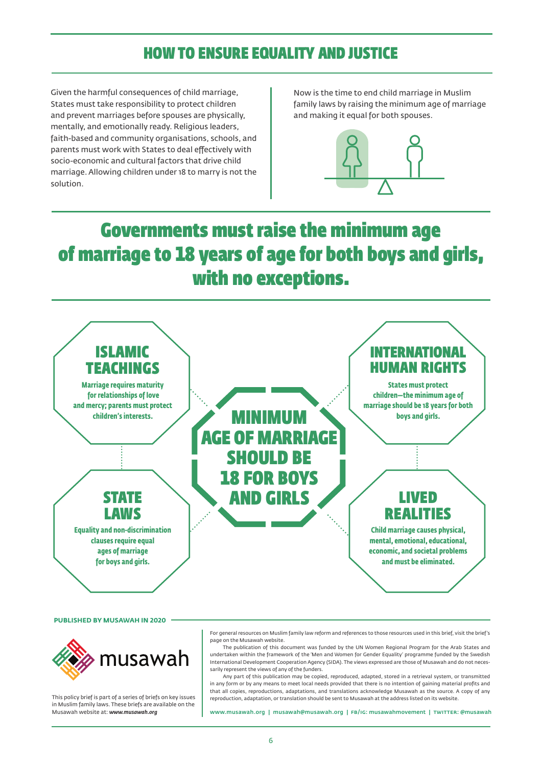## HOW TO ENSURE EQUALITY AND JUSTICE

Given the harmful consequences of child marriage, States must take responsibility to protect children and prevent marriages before spouses are physically, mentally, and emotionally ready. Religious leaders, faith-based and community organisations, schools, and parents must work with States to deal effectively with socio-economic and cultural factors that drive child marriage. Allowing children under 18 to marry is not the solution.

Now is the time to end child marriage in Muslim family laws by raising the minimum age of marriage and making it equal for both spouses.

# Governments must raise the minimum age of marriage to 18 years of age for both boys and girls, with no exceptions.

**ISLAMIC TEACHINGS**

**Marriage requires maturity for relationships of love and mercy; parents must protect children's interests.**

**INTERNATIONAL HUMAN RIGHTS**

**States must protect children—the minimum age of marriage should be 18 years for both boys and girls.**

**MINIMUM AGE OF MARRIAGE SHOULD BE 18 FOR BOYS AND GIRLS**

**STATE LAWS**

**Equality and non-discrimination clauses require equal ages of marriage for boys and girls.**

**LIVED REALITIES**

**Child marriage causes physical, mental, emotional, educational, economic, and societal problems and must be eliminated.**

**PUBLISHED BY MUSAWAH IN 2020**

musawah

This policy brief is part of a series of briefs on key issues in Muslim family laws. These briefs are available on the Musawah website at: ***www.musawah.org***

For general resources on Muslim family law reform and references to those resources used in this brief, visit the brief's page on the Musawah website.

The publication of this document was funded by the UN Women Regional Program for the Arab States and undertaken within the framework of the 'Men and Women for Gender Equality' programme funded by the Swedish International Development Cooperation Agency (SIDA). The views expressed are those of Musawah and do not necessarily represent the views of any of the funders.

Any part of this publication may be copied, reproduced, adapted, stored in a retrieval system, or transmitted in any form or by any means to meet local needs provided that there is no intention of gaining material profits and that all copies, reproductions, adaptations, and translations acknowledge Musawah as the source. A copy of any reproduction, adaptation, or translation should be sent to Musawah at the address listed on its website.

www.musawah.org | musawah@musawah.org | FB/IG: musawahmovement | TWITTER: @musawah